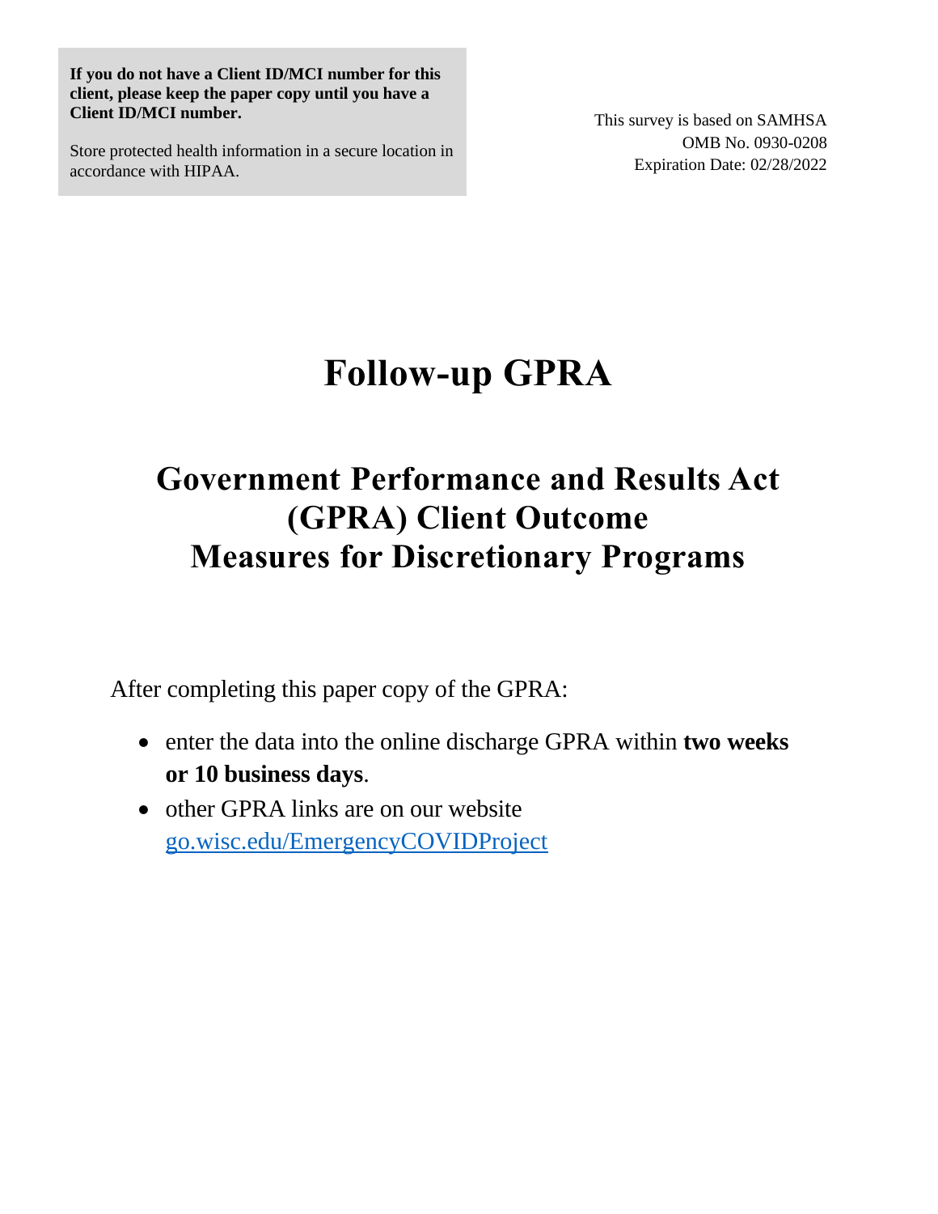**If you do not have a Client ID/MCI number for this client, please keep the paper copy until you have a Client ID/MCI number.**

Store protected health information in a secure location in accordance with HIPAA.

This survey is based on SAMHSA
OMB No. 0930-0208
Expiration Date: 02/28/2022

# Follow-up GPRA

## Government Performance and Results Act (GPRA) Client Outcome Measures for Discretionary Programs

After completing this paper copy of the GPRA:

- enter the data into the online discharge GPRA within **two weeks or 10 business days**.
- other GPRA links are on our website [go.wisc.edu/EmergencyCOVIDProject](go.wisc.edu/EmergencyCOVIDProject)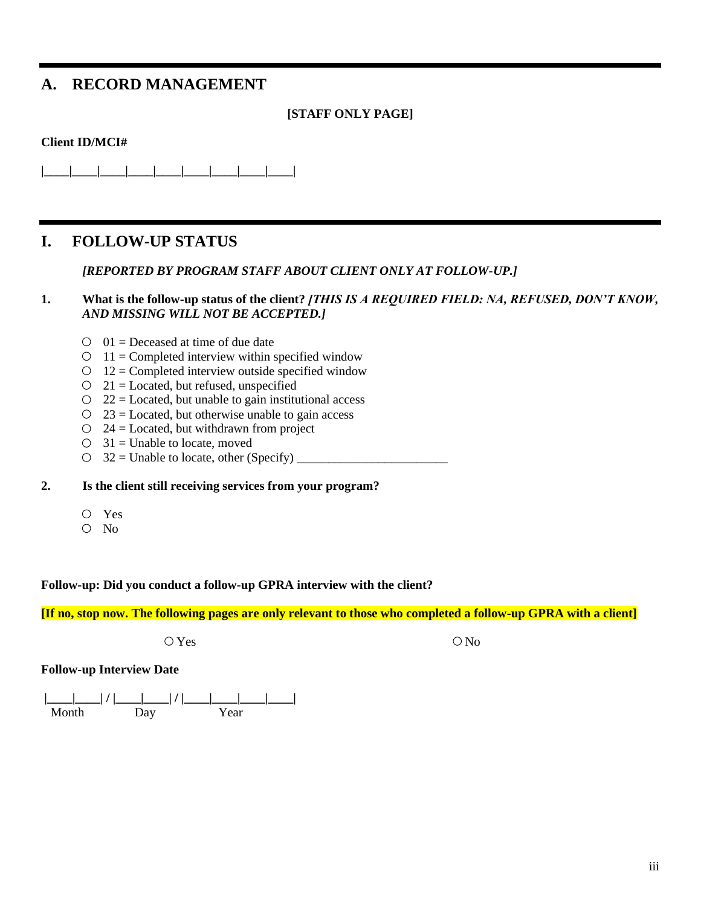## A. RECORD MANAGEMENT

**[STAFF ONLY PAGE]**

**Client ID/MCI#**

|____|____|____|____|____|____|____|____|____|

## I. FOLLOW-UP STATUS

***[REPORTED BY PROGRAM STAFF ABOUT CLIENT ONLY AT FOLLOW-UP.]***

**1. What is the follow-up status of the client?** ***[THIS IS A REQUIRED FIELD: NA, REFUSED, DON'T KNOW, AND MISSING WILL NOT BE ACCEPTED.]***

- ○ 01 = Deceased at time of due date
- ○ 11 = Completed interview within specified window
- ○ 12 = Completed interview outside specified window
- ○ 21 = Located, but refused, unspecified
- ○ 22 = Located, but unable to gain institutional access
- ○ 23 = Located, but otherwise unable to gain access
- ○ 24 = Located, but withdrawn from project
- ○ 31 = Unable to locate, moved
- ○ 32 = Unable to locate, other (Specify) ________________________

**2. Is the client still receiving services from your program?**

- ○ Yes
- ○ No

**Follow-up: Did you conduct a follow-up GPRA interview with the client?**

**[If no, stop now. The following pages are only relevant to those who completed a follow-up GPRA with a client]**

○ Yes ○ No

**Follow-up Interview Date**

|____|____| / |____|____| / |____|____|____|____|
Month Day Year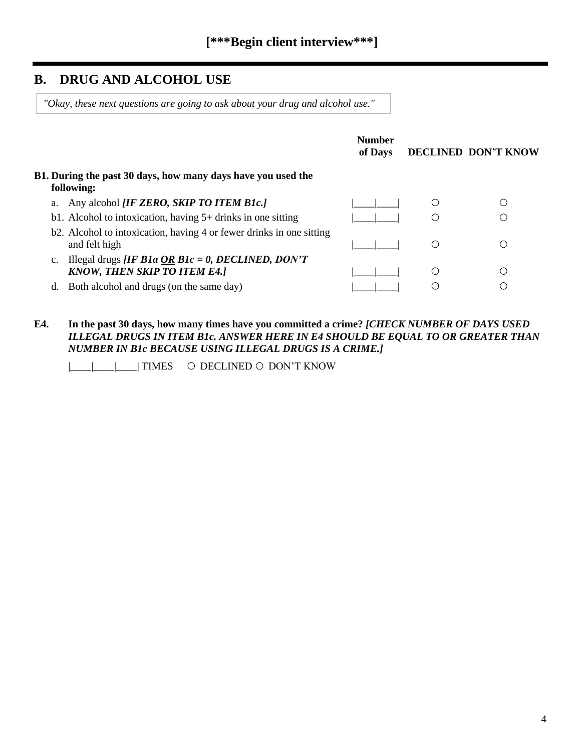**[***Begin client interview***]**

## B. DRUG AND ALCOHOL USE

*"Okay, these next questions are going to ask about your drug and alcohol use."*

| | Number of Days | DECLINED | DON'T KNOW |
|---|---|---|---|
| **B1. During the past 30 days, how many days have you used the following:** | | | |
| a. Any alcohol ***[IF ZERO, SKIP TO ITEM B1c.]*** | \|____\|____\| | ○ | ○ |
| b1. Alcohol to intoxication, having 5+ drinks in one sitting | \|____\|____\| | ○ | ○ |
| b2. Alcohol to intoxication, having 4 or fewer drinks in one sitting and felt high | \|____\|____\| | ○ | ○ |
| c. Illegal drugs ***[IF B1a OR B1c = 0, DECLINED, DON'T KNOW, THEN SKIP TO ITEM E4.]*** | \|____\|____\| | ○ | ○ |
| d. Both alcohol and drugs (on the same day) | \|____\|____\| | ○ | ○ |

**E4. In the past 30 days, how many times have you committed a crime?** ***[CHECK NUMBER OF DAYS USED ILLEGAL DRUGS IN ITEM B1c. ANSWER HERE IN E4 SHOULD BE EQUAL TO OR GREATER THAN NUMBER IN B1c BECAUSE USING ILLEGAL DRUGS IS A CRIME.]***

|____|____|____| TIMES ○ DECLINED ○ DON'T KNOW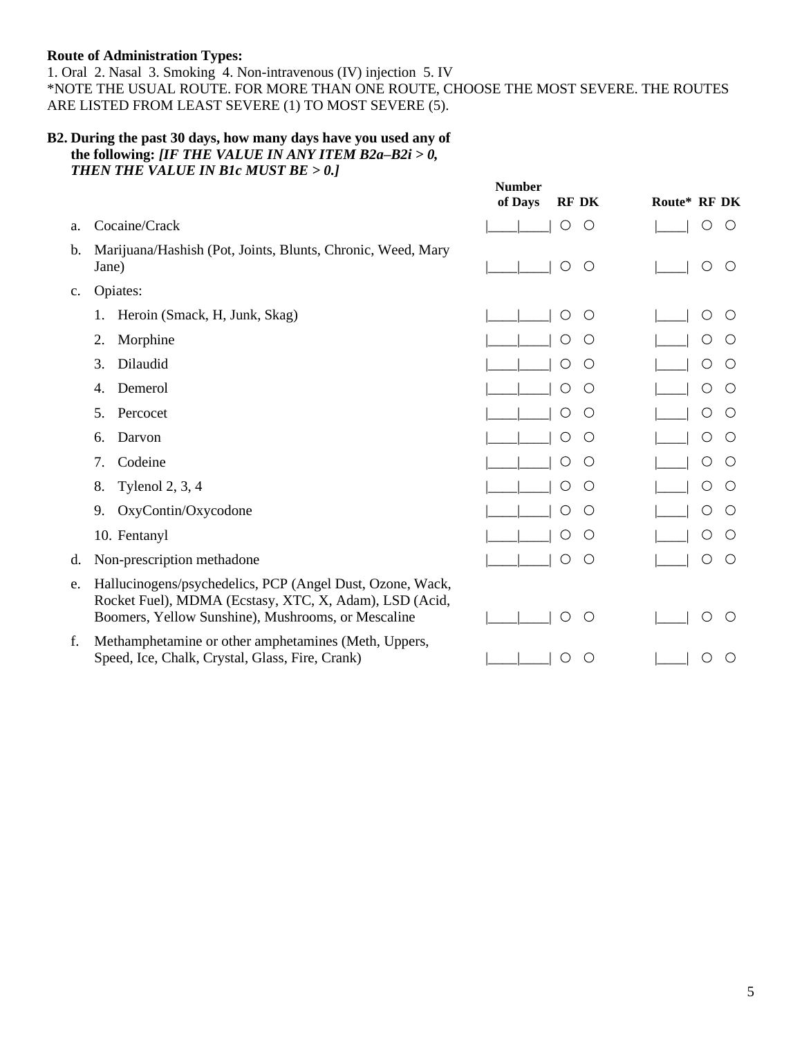**Route of Administration Types:**
1. Oral 2. Nasal 3. Smoking 4. Non-intravenous (IV) injection 5. IV
*NOTE THE USUAL ROUTE. FOR MORE THAN ONE ROUTE, CHOOSE THE MOST SEVERE. THE ROUTES ARE LISTED FROM LEAST SEVERE (1) TO MOST SEVERE (5).

**B2. During the past 30 days, how many days have you used any of the following:** ***[IF THE VALUE IN ANY ITEM B2a–B2i > 0, THEN THE VALUE IN B1c MUST BE > 0.]***

| | | Number of Days | RF | DK | Route* | RF | DK |
|---|---|---|---|---|---|---|---|
| a. | Cocaine/Crack | \|____\|____\| | ○ | ○ | \|____\| | ○ | ○ |
| b. | Marijuana/Hashish (Pot, Joints, Blunts, Chronic, Weed, Mary Jane) | \|____\|____\| | ○ | ○ | \|____\| | ○ | ○ |
| c. | Opiates: | | | | | | |
| | 1. Heroin (Smack, H, Junk, Skag) | \|____\|____\| | ○ | ○ | \|____\| | ○ | ○ |
| | 2. Morphine | \|____\|____\| | ○ | ○ | \|____\| | ○ | ○ |
| | 3. Dilaudid | \|____\|____\| | ○ | ○ | \|____\| | ○ | ○ |
| | 4. Demerol | \|____\|____\| | ○ | ○ | \|____\| | ○ | ○ |
| | 5. Percocet | \|____\|____\| | ○ | ○ | \|____\| | ○ | ○ |
| | 6. Darvon | \|____\|____\| | ○ | ○ | \|____\| | ○ | ○ |
| | 7. Codeine | \|____\|____\| | ○ | ○ | \|____\| | ○ | ○ |
| | 8. Tylenol 2, 3, 4 | \|____\|____\| | ○ | ○ | \|____\| | ○ | ○ |
| | 9. OxyContin/Oxycodone | \|____\|____\| | ○ | ○ | \|____\| | ○ | ○ |
| | 10. Fentanyl | \|____\|____\| | ○ | ○ | \|____\| | ○ | ○ |
| d. | Non-prescription methadone | \|____\|____\| | ○ | ○ | \|____\| | ○ | ○ |
| e. | Hallucinogens/psychedelics, PCP (Angel Dust, Ozone, Wack, Rocket Fuel), MDMA (Ecstasy, XTC, X, Adam), LSD (Acid, Boomers, Yellow Sunshine), Mushrooms, or Mescaline | \|____\|____\| | ○ | ○ | \|____\| | ○ | ○ |
| f. | Methamphetamine or other amphetamines (Meth, Uppers, Speed, Ice, Chalk, Crystal, Glass, Fire, Crank) | \|____\|____\| | ○ | ○ | \|____\| | ○ | ○ |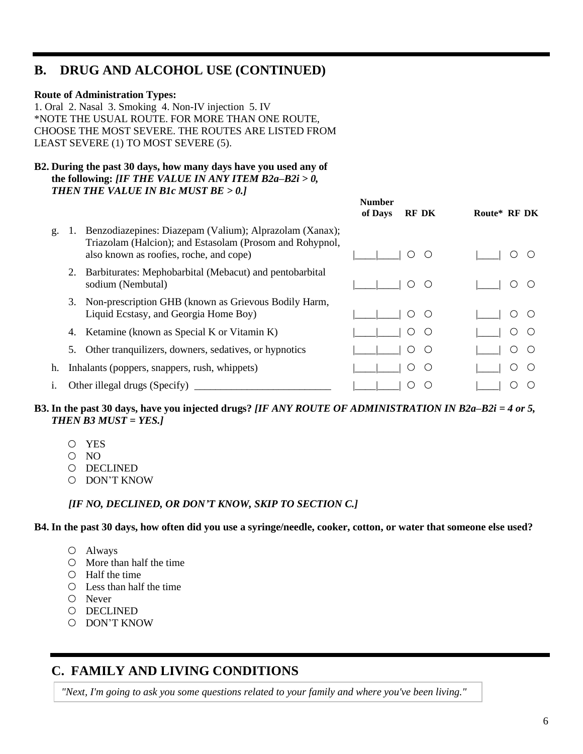## B. DRUG AND ALCOHOL USE (CONTINUED)

**Route of Administration Types:**
1. Oral 2. Nasal 3. Smoking 4. Non-IV injection 5. IV
*NOTE THE USUAL ROUTE. FOR MORE THAN ONE ROUTE, CHOOSE THE MOST SEVERE. THE ROUTES ARE LISTED FROM LEAST SEVERE (1) TO MOST SEVERE (5).

**B2. During the past 30 days, how many days have you used any of the following:** ***[IF THE VALUE IN ANY ITEM B2a–B2i > 0, THEN THE VALUE IN B1c MUST BE > 0.]***

| | | | Number of Days | RF | DK | Route* | RF | DK |
|---|---|---|---|---|---|---|---|---|
| g. | 1. | Benzodiazepines: Diazepam (Valium); Alprazolam (Xanax); Triazolam (Halcion); and Estasolam (Prosom and Rohypnol, also known as roofies, roche, and cope) | \|____\|____\| | ○ | ○ | \|____\| | ○ | ○ |
| | 2. | Barbiturates: Mephobarbital (Mebacut) and pentobarbital sodium (Nembutal) | \|____\|____\| | ○ | ○ | \|____\| | ○ | ○ |
| | 3. | Non-prescription GHB (known as Grievous Bodily Harm, Liquid Ecstasy, and Georgia Home Boy) | \|____\|____\| | ○ | ○ | \|____\| | ○ | ○ |
| | 4. | Ketamine (known as Special K or Vitamin K) | \|____\|____\| | ○ | ○ | \|____\| | ○ | ○ |
| | 5. | Other tranquilizers, downers, sedatives, or hypnotics | \|____\|____\| | ○ | ○ | \|____\| | ○ | ○ |
| h. | | Inhalants (poppers, snappers, rush, whippets) | \|____\|____\| | ○ | ○ | \|____\| | ○ | ○ |
| i. | | Other illegal drugs (Specify) __________________________ | \|____\|____\| | ○ | ○ | \|____\| | ○ | ○ |

**B3. In the past 30 days, have you injected drugs?** ***[IF ANY ROUTE OF ADMINISTRATION IN B2a–B2i = 4 or 5, THEN B3 MUST = YES.]***

- ○ YES
- ○ NO
- ○ DECLINED
- ○ DON'T KNOW

***[IF NO, DECLINED, OR DON'T KNOW, SKIP TO SECTION C.]***

**B4. In the past 30 days, how often did you use a syringe/needle, cooker, cotton, or water that someone else used?**

- ○ Always
- ○ More than half the time
- ○ Half the time
- ○ Less than half the time
- ○ Never
- ○ DECLINED
- ○ DON'T KNOW

## C. FAMILY AND LIVING CONDITIONS

*"Next, I'm going to ask you some questions related to your family and where you've been living."*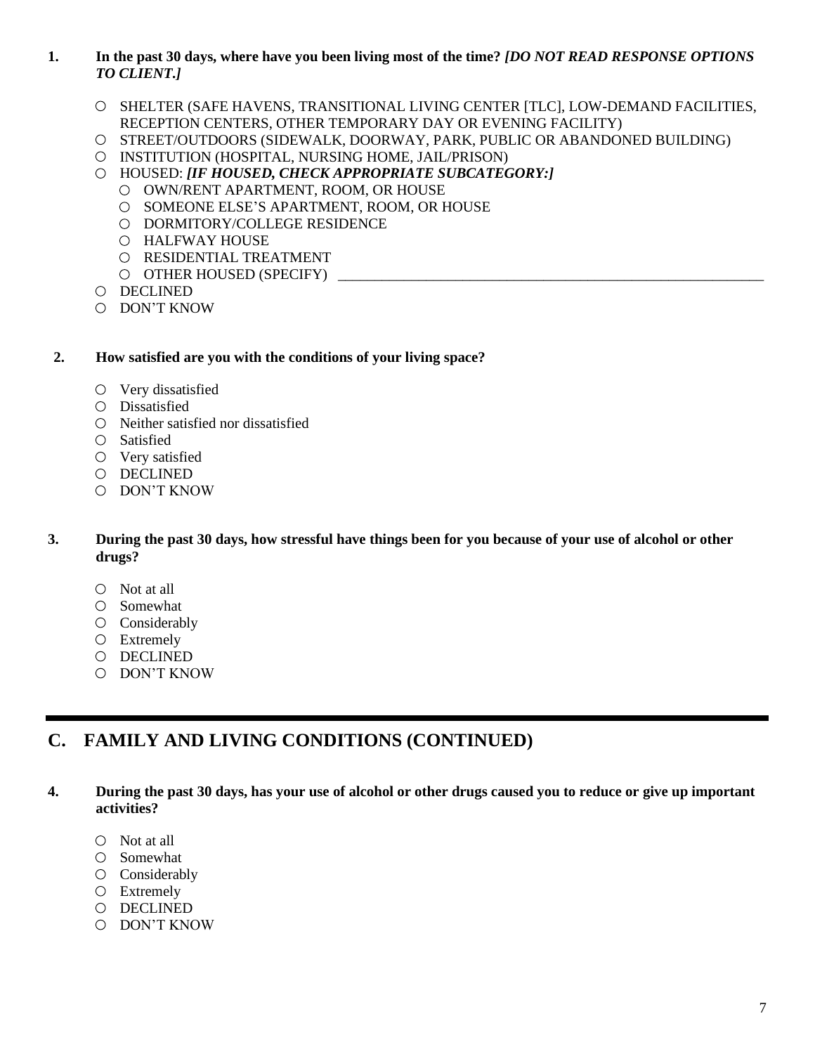1. **In the past 30 days, where have you been living most of the time?** ***[DO NOT READ RESPONSE OPTIONS TO CLIENT.]***

   - ○ SHELTER (SAFE HAVENS, TRANSITIONAL LIVING CENTER [TLC], LOW-DEMAND FACILITIES, RECEPTION CENTERS, OTHER TEMPORARY DAY OR EVENING FACILITY)
   - ○ STREET/OUTDOORS (SIDEWALK, DOORWAY, PARK, PUBLIC OR ABANDONED BUILDING)
   - ○ INSTITUTION (HOSPITAL, NURSING HOME, JAIL/PRISON)
   - ○ HOUSED: ***[IF HOUSED, CHECK APPROPRIATE SUBCATEGORY:]***
     - ○ OWN/RENT APARTMENT, ROOM, OR HOUSE
     - ○ SOMEONE ELSE'S APARTMENT, ROOM, OR HOUSE
     - ○ DORMITORY/COLLEGE RESIDENCE
     - ○ HALFWAY HOUSE
     - ○ RESIDENTIAL TREATMENT
     - ○ OTHER HOUSED (SPECIFY) ____________________________________________________________
   - ○ DECLINED
   - ○ DON'T KNOW

2. **How satisfied are you with the conditions of your living space?**

   - ○ Very dissatisfied
   - ○ Dissatisfied
   - ○ Neither satisfied nor dissatisfied
   - ○ Satisfied
   - ○ Very satisfied
   - ○ DECLINED
   - ○ DON'T KNOW

3. **During the past 30 days, how stressful have things been for you because of your use of alcohol or other drugs?**

   - ○ Not at all
   - ○ Somewhat
   - ○ Considerably
   - ○ Extremely
   - ○ DECLINED
   - ○ DON'T KNOW

---

## C. FAMILY AND LIVING CONDITIONS (CONTINUED)

4. **During the past 30 days, has your use of alcohol or other drugs caused you to reduce or give up important activities?**

   - ○ Not at all
   - ○ Somewhat
   - ○ Considerably
   - ○ Extremely
   - ○ DECLINED
   - ○ DON'T KNOW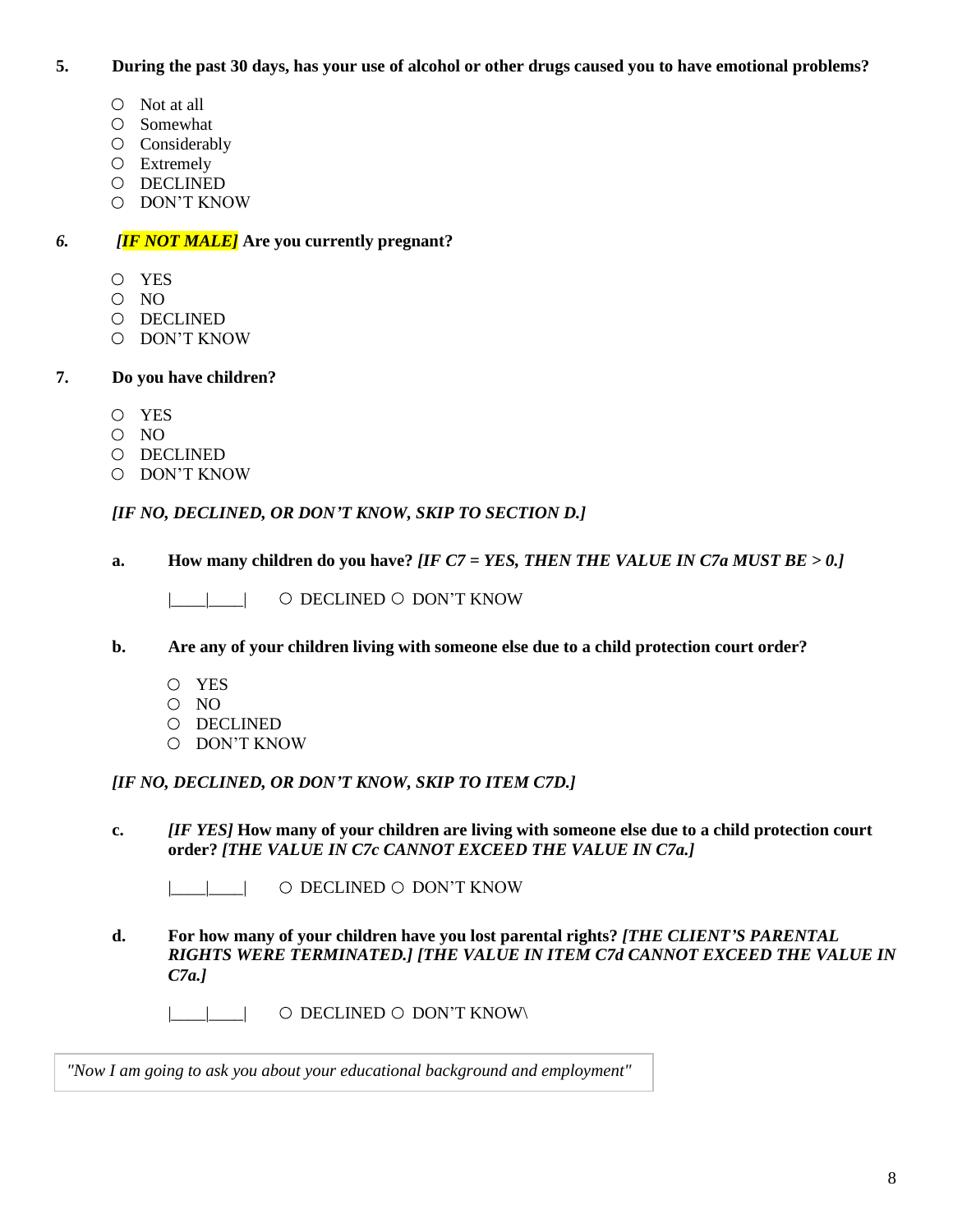**5. During the past 30 days, has your use of alcohol or other drugs caused you to have emotional problems?**

- ○ Not at all
- ○ Somewhat
- ○ Considerably
- ○ Extremely
- ○ DECLINED
- ○ DON'T KNOW

***6.*** ***[IF NOT MALE]*** **Are you currently pregnant?**

- ○ YES
- ○ NO
- ○ DECLINED
- ○ DON'T KNOW

**7. Do you have children?**

- ○ YES
- ○ NO
- ○ DECLINED
- ○ DON'T KNOW

***[IF NO, DECLINED, OR DON'T KNOW, SKIP TO SECTION D.]***

**a. How many children do you have?** ***[IF C7 = YES, THEN THE VALUE IN C7a MUST BE > 0.]***

|____|____| ○ DECLINED ○ DON'T KNOW

**b. Are any of your children living with someone else due to a child protection court order?**

- ○ YES
- ○ NO
- ○ DECLINED
- ○ DON'T KNOW

***[IF NO, DECLINED, OR DON'T KNOW, SKIP TO ITEM C7D.]***

**c.** ***[IF YES]*** **How many of your children are living with someone else due to a child protection court order?** ***[THE VALUE IN C7c CANNOT EXCEED THE VALUE IN C7a.]***

|____|____| ○ DECLINED ○ DON'T KNOW

**d. For how many of your children have you lost parental rights?** ***[THE CLIENT'S PARENTAL RIGHTS WERE TERMINATED.] [THE VALUE IN ITEM C7d CANNOT EXCEED THE VALUE IN C7a.]***

|____|____| ○ DECLINED ○ DON'T KNOW\

*"Now I am going to ask you about your educational background and employment"*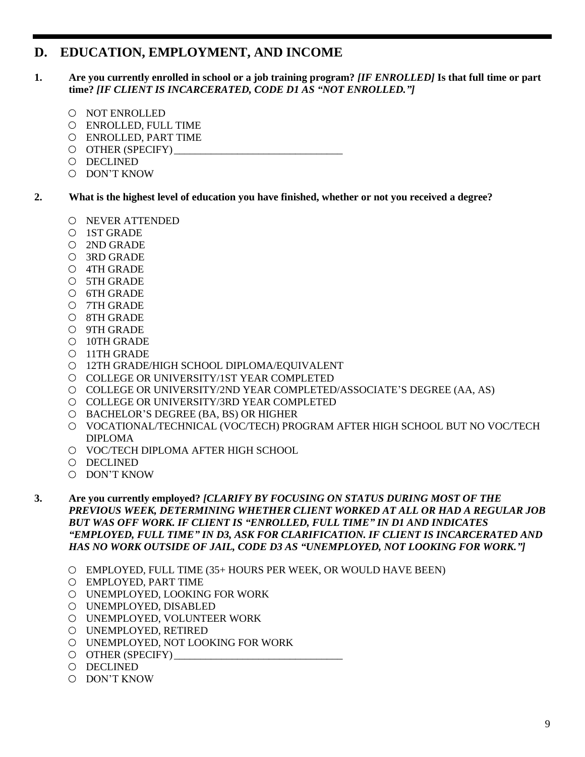## D. EDUCATION, EMPLOYMENT, AND INCOME

**1. Are you currently enrolled in school or a job training program?** ***[IF ENROLLED]*** **Is that full time or part time?** ***[IF CLIENT IS INCARCERATED, CODE D1 AS "NOT ENROLLED."]***

- ○ NOT ENROLLED
- ○ ENROLLED, FULL TIME
- ○ ENROLLED, PART TIME
- ○ OTHER (SPECIFY) ________________________________
- ○ DECLINED
- ○ DON'T KNOW

**2. What is the highest level of education you have finished, whether or not you received a degree?**

- ○ NEVER ATTENDED
- ○ 1ST GRADE
- ○ 2ND GRADE
- ○ 3RD GRADE
- ○ 4TH GRADE
- ○ 5TH GRADE
- ○ 6TH GRADE
- ○ 7TH GRADE
- ○ 8TH GRADE
- ○ 9TH GRADE
- ○ 10TH GRADE
- ○ 11TH GRADE
- ○ 12TH GRADE/HIGH SCHOOL DIPLOMA/EQUIVALENT
- ○ COLLEGE OR UNIVERSITY/1ST YEAR COMPLETED
- ○ COLLEGE OR UNIVERSITY/2ND YEAR COMPLETED/ASSOCIATE'S DEGREE (AA, AS)
- ○ COLLEGE OR UNIVERSITY/3RD YEAR COMPLETED
- ○ BACHELOR'S DEGREE (BA, BS) OR HIGHER
- ○ VOCATIONAL/TECHNICAL (VOC/TECH) PROGRAM AFTER HIGH SCHOOL BUT NO VOC/TECH DIPLOMA
- ○ VOC/TECH DIPLOMA AFTER HIGH SCHOOL
- ○ DECLINED
- ○ DON'T KNOW

**3. Are you currently employed?** ***[CLARIFY BY FOCUSING ON STATUS DURING MOST OF THE PREVIOUS WEEK, DETERMINING WHETHER CLIENT WORKED AT ALL OR HAD A REGULAR JOB BUT WAS OFF WORK. IF CLIENT IS "ENROLLED, FULL TIME" IN D1 AND INDICATES "EMPLOYED, FULL TIME" IN D3, ASK FOR CLARIFICATION. IF CLIENT IS INCARCERATED AND HAS NO WORK OUTSIDE OF JAIL, CODE D3 AS "UNEMPLOYED, NOT LOOKING FOR WORK."]***

- ○ EMPLOYED, FULL TIME (35+ HOURS PER WEEK, OR WOULD HAVE BEEN)
- ○ EMPLOYED, PART TIME
- ○ UNEMPLOYED, LOOKING FOR WORK
- ○ UNEMPLOYED, DISABLED
- ○ UNEMPLOYED, VOLUNTEER WORK
- ○ UNEMPLOYED, RETIRED
- ○ UNEMPLOYED, NOT LOOKING FOR WORK
- ○ OTHER (SPECIFY) ________________________________
- ○ DECLINED
- ○ DON'T KNOW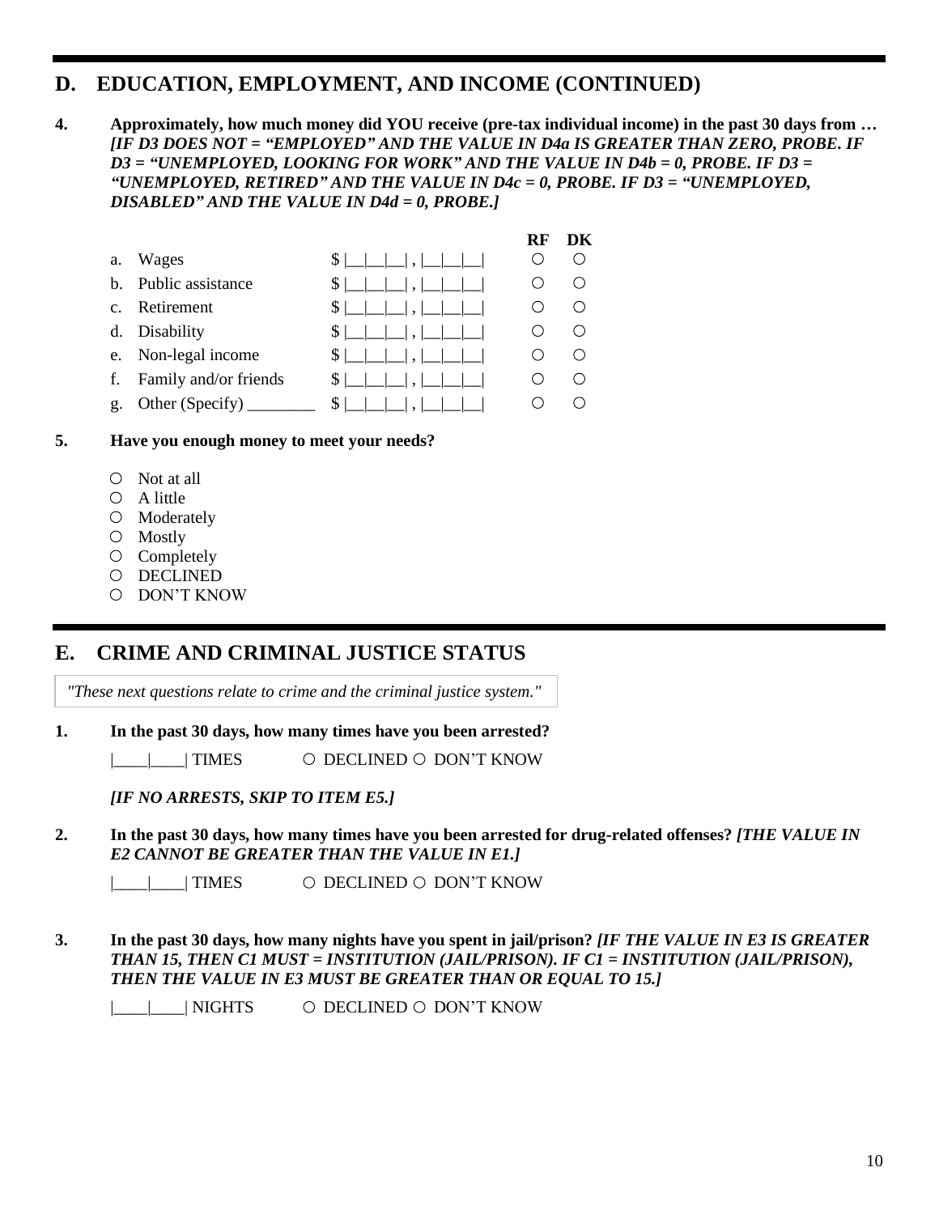## D. EDUCATION, EMPLOYMENT, AND INCOME (CONTINUED)

**4. Approximately, how much money did YOU receive (pre-tax individual income) in the past 30 days from …** ***[IF D3 DOES NOT = "EMPLOYED" AND THE VALUE IN D4a IS GREATER THAN ZERO, PROBE. IF D3 = "UNEMPLOYED, LOOKING FOR WORK" AND THE VALUE IN D4b = 0, PROBE. IF D3 = "UNEMPLOYED, RETIRED" AND THE VALUE IN D4c = 0, PROBE. IF D3 = "UNEMPLOYED, DISABLED" AND THE VALUE IN D4d = 0, PROBE.]***

| | | | RF | DK |
|---|---|---|---|---|
| a. | Wages | $ \|\_\_\|\_\_\|\_\_\| , \|\_\_\|\_\_\|\_\_\| | ○ | ○ |
| b. | Public assistance | $ \|\_\_\|\_\_\|\_\_\| , \|\_\_\|\_\_\|\_\_\| | ○ | ○ |
| c. | Retirement | $ \|\_\_\|\_\_\|\_\_\| , \|\_\_\|\_\_\|\_\_\| | ○ | ○ |
| d. | Disability | $ \|\_\_\|\_\_\|\_\_\| , \|\_\_\|\_\_\|\_\_\| | ○ | ○ |
| e. | Non-legal income | $ \|\_\_\|\_\_\|\_\_\| , \|\_\_\|\_\_\|\_\_\| | ○ | ○ |
| f. | Family and/or friends | $ \|\_\_\|\_\_\|\_\_\| , \|\_\_\|\_\_\|\_\_\| | ○ | ○ |
| g. | Other (Specify) \_\_\_\_\_\_\_\_ | $ \|\_\_\|\_\_\|\_\_\| , \|\_\_\|\_\_\|\_\_\| | ○ | ○ |

**5. Have you enough money to meet your needs?**

- ○ Not at all
- ○ A little
- ○ Moderately
- ○ Mostly
- ○ Completely
- ○ DECLINED
- ○ DON'T KNOW

## E. CRIME AND CRIMINAL JUSTICE STATUS

*"These next questions relate to crime and the criminal justice system."*

**1. In the past 30 days, how many times have you been arrested?**

|\_\_\_\_|\_\_\_\_| TIMES ○ DECLINED ○ DON'T KNOW

***[IF NO ARRESTS, SKIP TO ITEM E5.]***

**2. In the past 30 days, how many times have you been arrested for drug-related offenses?** ***[THE VALUE IN E2 CANNOT BE GREATER THAN THE VALUE IN E1.]***

|\_\_\_\_|\_\_\_\_| TIMES ○ DECLINED ○ DON'T KNOW

**3. In the past 30 days, how many nights have you spent in jail/prison?** ***[IF THE VALUE IN E3 IS GREATER THAN 15, THEN C1 MUST = INSTITUTION (JAIL/PRISON). IF C1 = INSTITUTION (JAIL/PRISON), THEN THE VALUE IN E3 MUST BE GREATER THAN OR EQUAL TO 15.]***

|\_\_\_\_|\_\_\_\_| NIGHTS ○ DECLINED ○ DON'T KNOW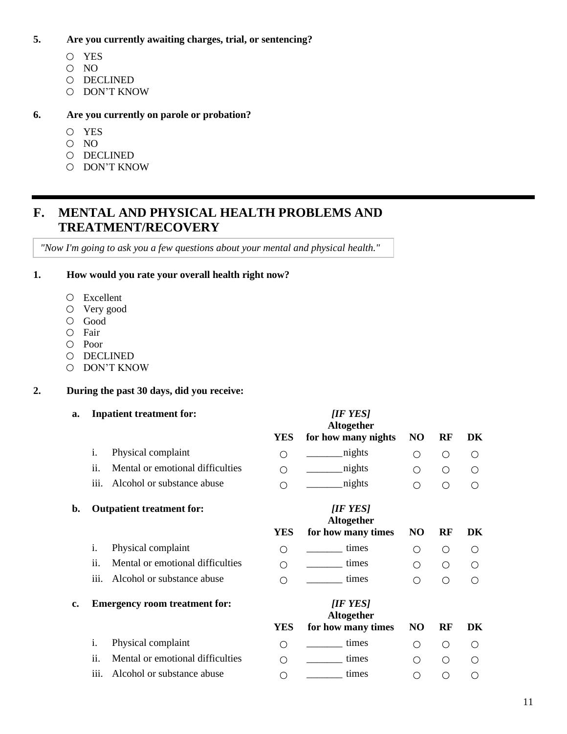**5. Are you currently awaiting charges, trial, or sentencing?**

- ○ YES
- ○ NO
- ○ DECLINED
- ○ DON'T KNOW

**6. Are you currently on parole or probation?**

- ○ YES
- ○ NO
- ○ DECLINED
- ○ DON'T KNOW

---

## F. MENTAL AND PHYSICAL HEALTH PROBLEMS AND TREATMENT/RECOVERY

*"Now I'm going to ask you a few questions about your mental and physical health."*

**1. How would you rate your overall health right now?**

- ○ Excellent
- ○ Very good
- ○ Good
- ○ Fair
- ○ Poor
- ○ DECLINED
- ○ DON'T KNOW

**2. During the past 30 days, did you receive:**

**a. Inpatient treatment for:**

| | YES | *[IF YES]* Altogether for how many nights | NO | RF | DK |
|---|---|---|---|---|---|
| i. Physical complaint | ○ | _______nights | ○ | ○ | ○ |
| ii. Mental or emotional difficulties | ○ | _______nights | ○ | ○ | ○ |
| iii. Alcohol or substance abuse | ○ | _______nights | ○ | ○ | ○ |

**b. Outpatient treatment for:**

| | YES | *[IF YES]* Altogether for how many times | NO | RF | DK |
|---|---|---|---|---|---|
| i. Physical complaint | ○ | _______ times | ○ | ○ | ○ |
| ii. Mental or emotional difficulties | ○ | _______ times | ○ | ○ | ○ |
| iii. Alcohol or substance abuse | ○ | _______ times | ○ | ○ | ○ |

**c. Emergency room treatment for:**

| | YES | *[IF YES]* Altogether for how many times | NO | RF | DK |
|---|---|---|---|---|---|
| i. Physical complaint | ○ | _______ times | ○ | ○ | ○ |
| ii. Mental or emotional difficulties | ○ | _______ times | ○ | ○ | ○ |
| iii. Alcohol or substance abuse | ○ | _______ times | ○ | ○ | ○ |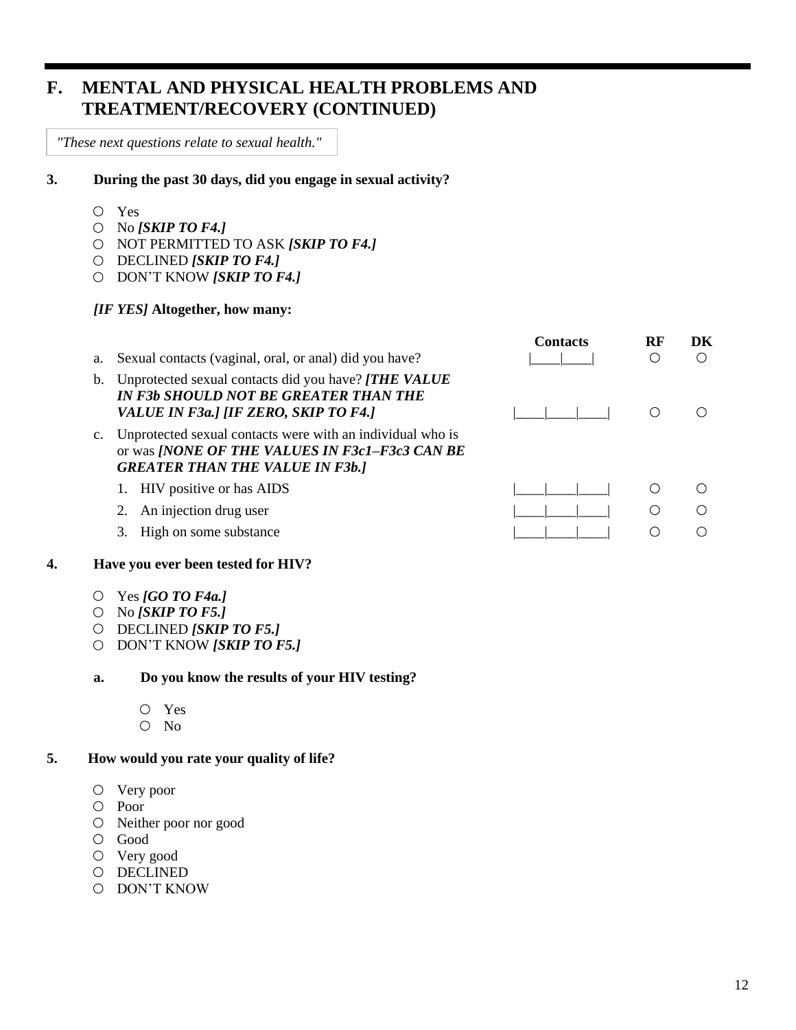# F. MENTAL AND PHYSICAL HEALTH PROBLEMS AND TREATMENT/RECOVERY (CONTINUED)

*"These next questions relate to sexual health."*

**3. During the past 30 days, did you engage in sexual activity?**

- ○ Yes
- ○ No ***[SKIP TO F4.]***
- ○ NOT PERMITTED TO ASK ***[SKIP TO F4.]***
- ○ DECLINED ***[SKIP TO F4.]***
- ○ DON'T KNOW ***[SKIP TO F4.]***

***[IF YES]*** **Altogether, how many:**

| | Contacts | RF | DK |
|---|---|---|---|
| a. Sexual contacts (vaginal, oral, or anal) did you have? | \|____\|____\| | ○ | ○ |
| b. Unprotected sexual contacts did you have? ***[THE VALUE IN F3b SHOULD NOT BE GREATER THAN THE VALUE IN F3a.] [IF ZERO, SKIP TO F4.]*** | \|____\|____\|____\| | ○ | ○ |
| c. Unprotected sexual contacts were with an individual who is or was ***[NONE OF THE VALUES IN F3c1–F3c3 CAN BE GREATER THAN THE VALUE IN F3b.]*** | | | |
| 1. HIV positive or has AIDS | \|____\|____\|____\| | ○ | ○ |
| 2. An injection drug user | \|____\|____\|____\| | ○ | ○ |
| 3. High on some substance | \|____\|____\|____\| | ○ | ○ |

**4. Have you ever been tested for HIV?**

- ○ Yes ***[GO TO F4a.]***
- ○ No ***[SKIP TO F5.]***
- ○ DECLINED ***[SKIP TO F5.]***
- ○ DON'T KNOW ***[SKIP TO F5.]***

**a. Do you know the results of your HIV testing?**

- ○ Yes
- ○ No

**5. How would you rate your quality of life?**

- ○ Very poor
- ○ Poor
- ○ Neither poor nor good
- ○ Good
- ○ Very good
- ○ DECLINED
- ○ DON'T KNOW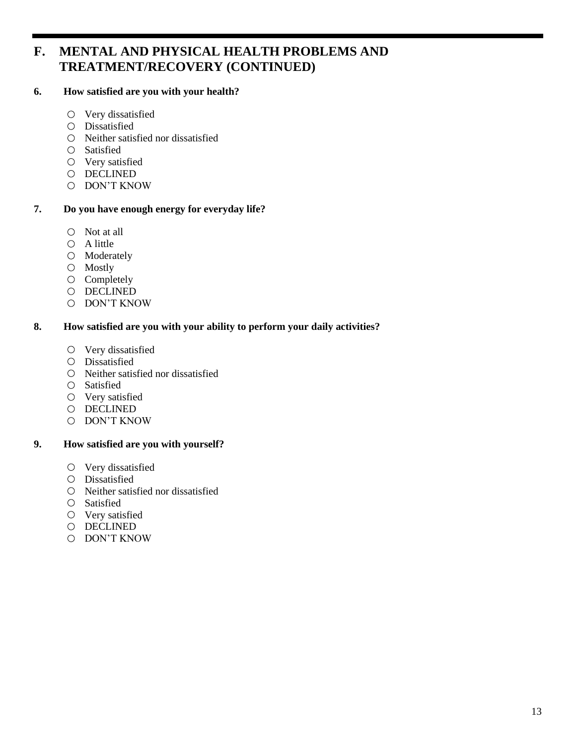## F. MENTAL AND PHYSICAL HEALTH PROBLEMS AND TREATMENT/RECOVERY (CONTINUED)

**6. How satisfied are you with your health?**

- ○ Very dissatisfied
- ○ Dissatisfied
- ○ Neither satisfied nor dissatisfied
- ○ Satisfied
- ○ Very satisfied
- ○ DECLINED
- ○ DON'T KNOW

**7. Do you have enough energy for everyday life?**

- ○ Not at all
- ○ A little
- ○ Moderately
- ○ Mostly
- ○ Completely
- ○ DECLINED
- ○ DON'T KNOW

**8. How satisfied are you with your ability to perform your daily activities?**

- ○ Very dissatisfied
- ○ Dissatisfied
- ○ Neither satisfied nor dissatisfied
- ○ Satisfied
- ○ Very satisfied
- ○ DECLINED
- ○ DON'T KNOW

**9. How satisfied are you with yourself?**

- ○ Very dissatisfied
- ○ Dissatisfied
- ○ Neither satisfied nor dissatisfied
- ○ Satisfied
- ○ Very satisfied
- ○ DECLINED
- ○ DON'T KNOW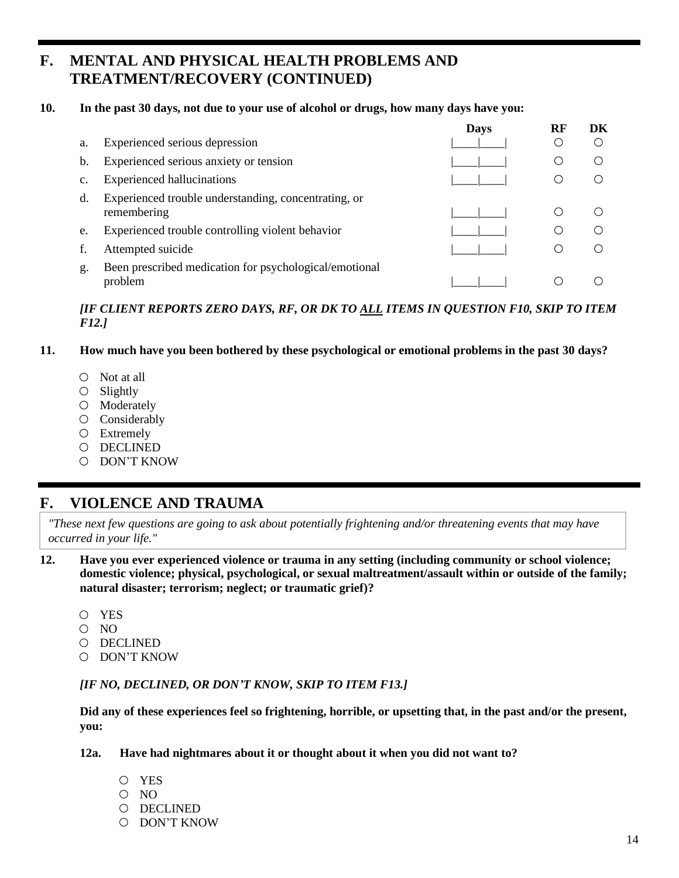## F. MENTAL AND PHYSICAL HEALTH PROBLEMS AND TREATMENT/RECOVERY (CONTINUED)

**10. In the past 30 days, not due to your use of alcohol or drugs, how many days have you:**

| | | Days | RF | DK |
|---|---|---|---|---|
| a. | Experienced serious depression | \|____\|____\| | ○ | ○ |
| b. | Experienced serious anxiety or tension | \|____\|____\| | ○ | ○ |
| c. | Experienced hallucinations | \|____\|____\| | ○ | ○ |
| d. | Experienced trouble understanding, concentrating, or remembering | \|____\|____\| | ○ | ○ |
| e. | Experienced trouble controlling violent behavior | \|____\|____\| | ○ | ○ |
| f. | Attempted suicide | \|____\|____\| | ○ | ○ |
| g. | Been prescribed medication for psychological/emotional problem | \|____\|____\| | ○ | ○ |

***[IF CLIENT REPORTS ZERO DAYS, RF, OR DK TO ALL ITEMS IN QUESTION F10, SKIP TO ITEM F12.]***

**11. How much have you been bothered by these psychological or emotional problems in the past 30 days?**

- ○ Not at all
- ○ Slightly
- ○ Moderately
- ○ Considerably
- ○ Extremely
- ○ DECLINED
- ○ DON'T KNOW

## F. VIOLENCE AND TRAUMA

*"These next few questions are going to ask about potentially frightening and/or threatening events that may have occurred in your life."*

**12. Have you ever experienced violence or trauma in any setting (including community or school violence; domestic violence; physical, psychological, or sexual maltreatment/assault within or outside of the family; natural disaster; terrorism; neglect; or traumatic grief)?**

- ○ YES
- ○ NO
- ○ DECLINED
- ○ DON'T KNOW

***[IF NO, DECLINED, OR DON'T KNOW, SKIP TO ITEM F13.]***

**Did any of these experiences feel so frightening, horrible, or upsetting that, in the past and/or the present, you:**

**12a. Have had nightmares about it or thought about it when you did not want to?**

- ○ YES
- ○ NO
- ○ DECLINED
- ○ DON'T KNOW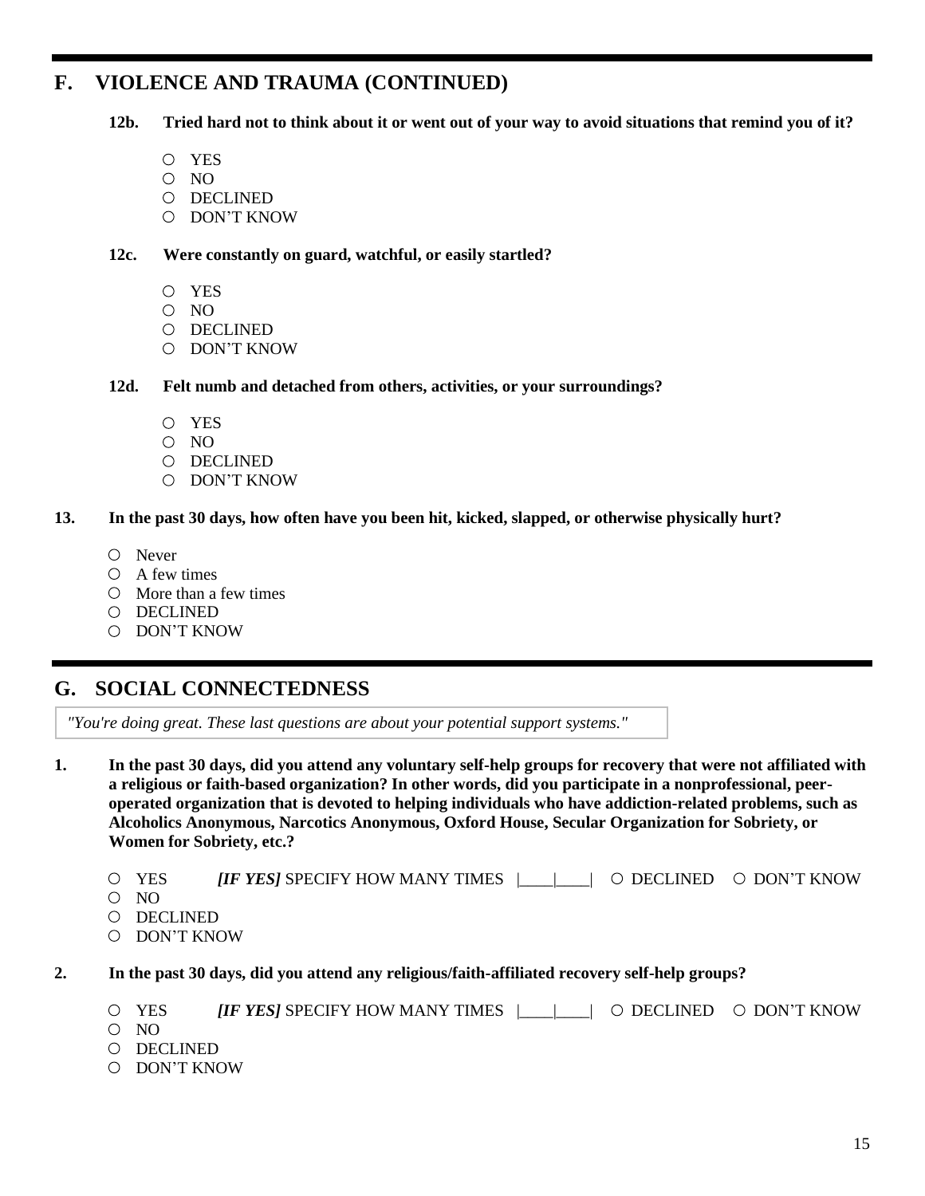## F. VIOLENCE AND TRAUMA (CONTINUED)

**12b. Tried hard not to think about it or went out of your way to avoid situations that remind you of it?**

- ○ YES
- ○ NO
- ○ DECLINED
- ○ DON'T KNOW

**12c. Were constantly on guard, watchful, or easily startled?**

- ○ YES
- ○ NO
- ○ DECLINED
- ○ DON'T KNOW

**12d. Felt numb and detached from others, activities, or your surroundings?**

- ○ YES
- ○ NO
- ○ DECLINED
- ○ DON'T KNOW

**13. In the past 30 days, how often have you been hit, kicked, slapped, or otherwise physically hurt?**

- ○ Never
- ○ A few times
- ○ More than a few times
- ○ DECLINED
- ○ DON'T KNOW

## G. SOCIAL CONNECTEDNESS

*"You're doing great. These last questions are about your potential support systems."*

**1. In the past 30 days, did you attend any voluntary self-help groups for recovery that were not affiliated with a religious or faith-based organization? In other words, did you participate in a nonprofessional, peer-operated organization that is devoted to helping individuals who have addiction-related problems, such as Alcoholics Anonymous, Narcotics Anonymous, Oxford House, Secular Organization for Sobriety, or Women for Sobriety, etc.?**

- ○ YES ***[IF YES]*** SPECIFY HOW MANY TIMES |____|____| ○ DECLINED ○ DON'T KNOW
- ○ NO
- ○ DECLINED
- ○ DON'T KNOW

**2. In the past 30 days, did you attend any religious/faith-affiliated recovery self-help groups?**

- ○ YES ***[IF YES]*** SPECIFY HOW MANY TIMES |____|____| ○ DECLINED ○ DON'T KNOW
- ○ NO
- ○ DECLINED
- ○ DON'T KNOW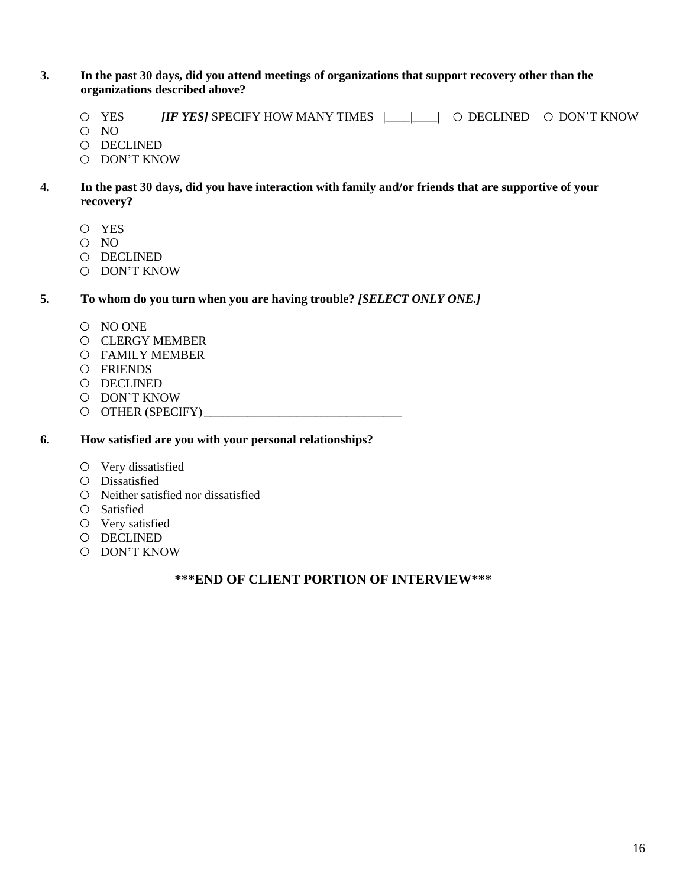**3. In the past 30 days, did you attend meetings of organizations that support recovery other than the organizations described above?**

- ○ YES *[IF YES]* SPECIFY HOW MANY TIMES |____|____| ○ DECLINED ○ DON'T KNOW
- ○ NO
- ○ DECLINED
- ○ DON'T KNOW

**4. In the past 30 days, did you have interaction with family and/or friends that are supportive of your recovery?**

- ○ YES
- ○ NO
- ○ DECLINED
- ○ DON'T KNOW

**5. To whom do you turn when you are having trouble?** ***[SELECT ONLY ONE.]***

- ○ NO ONE
- ○ CLERGY MEMBER
- ○ FAMILY MEMBER
- ○ FRIENDS
- ○ DECLINED
- ○ DON'T KNOW
- ○ OTHER (SPECIFY) ________________________________

**6. How satisfied are you with your personal relationships?**

- ○ Very dissatisfied
- ○ Dissatisfied
- ○ Neither satisfied nor dissatisfied
- ○ Satisfied
- ○ Very satisfied
- ○ DECLINED
- ○ DON'T KNOW

**\*\*\*END OF CLIENT PORTION OF INTERVIEW\*\*\***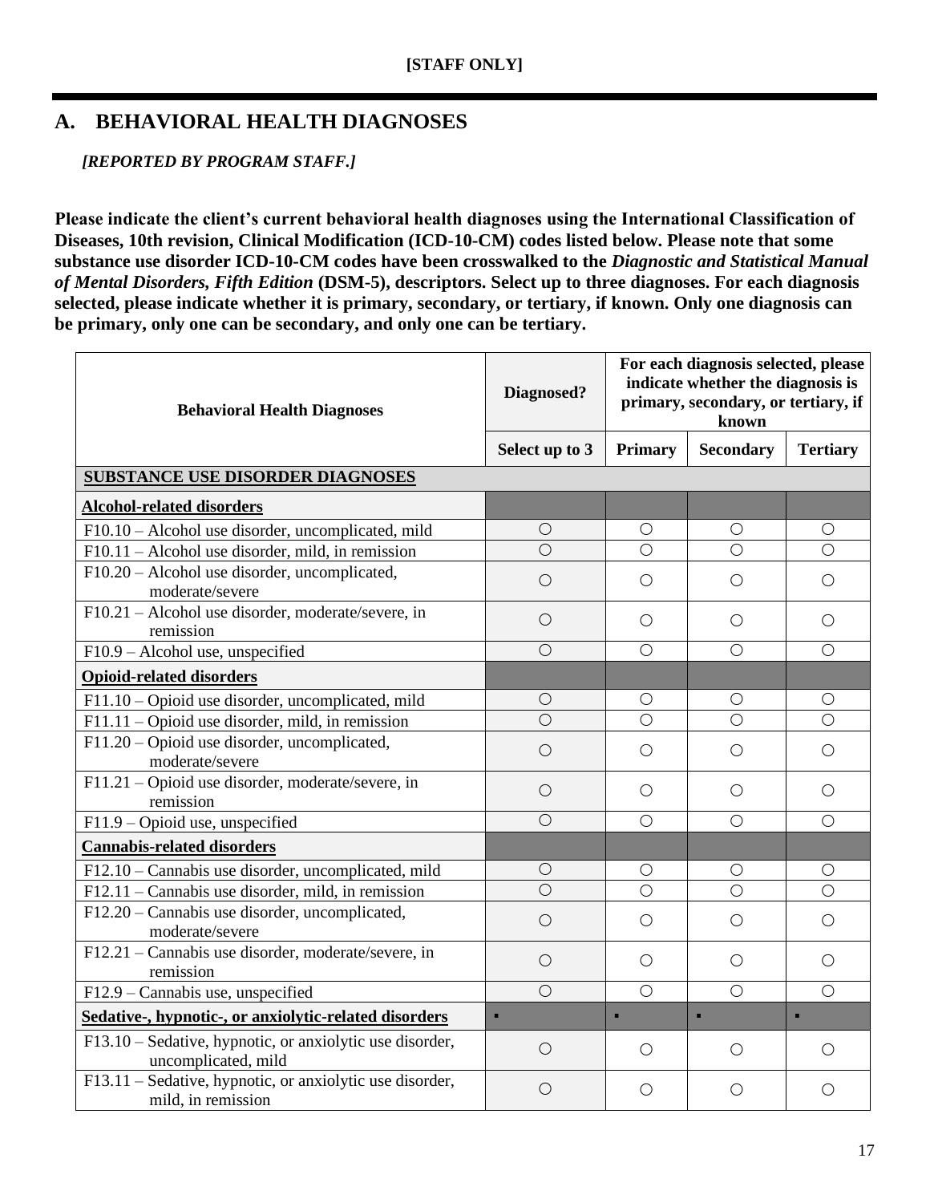**[STAFF ONLY]**

## A. BEHAVIORAL HEALTH DIAGNOSES

***[REPORTED BY PROGRAM STAFF.]***

**Please indicate the client's current behavioral health diagnoses using the International Classification of Diseases, 10th revision, Clinical Modification (ICD-10-CM) codes listed below. Please note that some substance use disorder ICD-10-CM codes have been crosswalked to the *Diagnostic and Statistical Manual of Mental Disorders, Fifth Edition* (DSM-5), descriptors. Select up to three diagnoses. For each diagnosis selected, please indicate whether it is primary, secondary, or tertiary, if known. Only one diagnosis can be primary, only one can be secondary, and only one can be tertiary.**

| Behavioral Health Diagnoses | Diagnosed? | For each diagnosis selected, please indicate whether the diagnosis is primary, secondary, or tertiary, if known | | |
|---|---|---|---|---|
| | Select up to 3 | Primary | Secondary | Tertiary |
| **SUBSTANCE USE DISORDER DIAGNOSES** | | | | |
| **Alcohol-related disorders** | | | | |
| F10.10 – Alcohol use disorder, uncomplicated, mild | ○ | ○ | ○ | ○ |
| F10.11 – Alcohol use disorder, mild, in remission | ○ | ○ | ○ | ○ |
| F10.20 – Alcohol use disorder, uncomplicated, moderate/severe | ○ | ○ | ○ | ○ |
| F10.21 – Alcohol use disorder, moderate/severe, in remission | ○ | ○ | ○ | ○ |
| F10.9 – Alcohol use, unspecified | ○ | ○ | ○ | ○ |
| **Opioid-related disorders** | | | | |
| F11.10 – Opioid use disorder, uncomplicated, mild | ○ | ○ | ○ | ○ |
| F11.11 – Opioid use disorder, mild, in remission | ○ | ○ | ○ | ○ |
| F11.20 – Opioid use disorder, uncomplicated, moderate/severe | ○ | ○ | ○ | ○ |
| F11.21 – Opioid use disorder, moderate/severe, in remission | ○ | ○ | ○ | ○ |
| F11.9 – Opioid use, unspecified | ○ | ○ | ○ | ○ |
| **Cannabis-related disorders** | | | | |
| F12.10 – Cannabis use disorder, uncomplicated, mild | ○ | ○ | ○ | ○ |
| F12.11 – Cannabis use disorder, mild, in remission | ○ | ○ | ○ | ○ |
| F12.20 – Cannabis use disorder, uncomplicated, moderate/severe | ○ | ○ | ○ | ○ |
| F12.21 – Cannabis use disorder, moderate/severe, in remission | ○ | ○ | ○ | ○ |
| F12.9 – Cannabis use, unspecified | ○ | ○ | ○ | ○ |
| **Sedative-, hypnotic-, or anxiolytic-related disorders** | ▪ | ▪ | ▪ | ▪ |
| F13.10 – Sedative, hypnotic, or anxiolytic use disorder, uncomplicated, mild | ○ | ○ | ○ | ○ |
| F13.11 – Sedative, hypnotic, or anxiolytic use disorder, mild, in remission | ○ | ○ | ○ | ○ |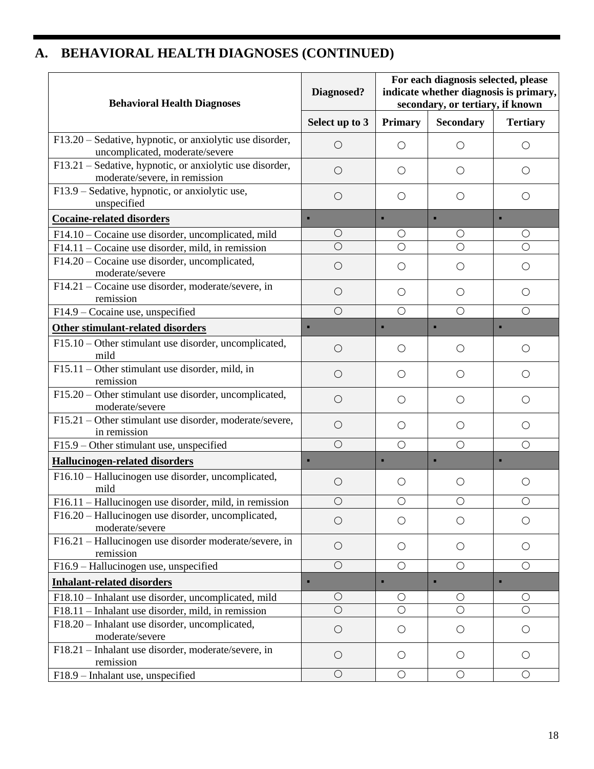## A. BEHAVIORAL HEALTH DIAGNOSES (CONTINUED)

| Behavioral Health Diagnoses | Diagnosed? | For each diagnosis selected, please indicate whether diagnosis is primary, secondary, or tertiary, if known | | |
|---|---|---|---|---|
| | Select up to 3 | Primary | Secondary | Tertiary |
| F13.20 – Sedative, hypnotic, or anxiolytic use disorder, uncomplicated, moderate/severe | ○ | ○ | ○ | ○ |
| F13.21 – Sedative, hypnotic, or anxiolytic use disorder, moderate/severe, in remission | ○ | ○ | ○ | ○ |
| F13.9 – Sedative, hypnotic, or anxiolytic use, unspecified | ○ | ○ | ○ | ○ |
| **Cocaine-related disorders** | ▪ | ▪ | ▪ | ▪ |
| F14.10 – Cocaine use disorder, uncomplicated, mild | ○ | ○ | ○ | ○ |
| F14.11 – Cocaine use disorder, mild, in remission | ○ | ○ | ○ | ○ |
| F14.20 – Cocaine use disorder, uncomplicated, moderate/severe | ○ | ○ | ○ | ○ |
| F14.21 – Cocaine use disorder, moderate/severe, in remission | ○ | ○ | ○ | ○ |
| F14.9 – Cocaine use, unspecified | ○ | ○ | ○ | ○ |
| **Other stimulant-related disorders** | ▪ | ▪ | ▪ | ▪ |
| F15.10 – Other stimulant use disorder, uncomplicated, mild | ○ | ○ | ○ | ○ |
| F15.11 – Other stimulant use disorder, mild, in remission | ○ | ○ | ○ | ○ |
| F15.20 – Other stimulant use disorder, uncomplicated, moderate/severe | ○ | ○ | ○ | ○ |
| F15.21 – Other stimulant use disorder, moderate/severe, in remission | ○ | ○ | ○ | ○ |
| F15.9 – Other stimulant use, unspecified | ○ | ○ | ○ | ○ |
| **Hallucinogen-related disorders** | ▪ | ▪ | ▪ | ▪ |
| F16.10 – Hallucinogen use disorder, uncomplicated, mild | ○ | ○ | ○ | ○ |
| F16.11 – Hallucinogen use disorder, mild, in remission | ○ | ○ | ○ | ○ |
| F16.20 – Hallucinogen use disorder, uncomplicated, moderate/severe | ○ | ○ | ○ | ○ |
| F16.21 – Hallucinogen use disorder moderate/severe, in remission | ○ | ○ | ○ | ○ |
| F16.9 – Hallucinogen use, unspecified | ○ | ○ | ○ | ○ |
| **Inhalant-related disorders** | ▪ | ▪ | ▪ | ▪ |
| F18.10 – Inhalant use disorder, uncomplicated, mild | ○ | ○ | ○ | ○ |
| F18.11 – Inhalant use disorder, mild, in remission | ○ | ○ | ○ | ○ |
| F18.20 – Inhalant use disorder, uncomplicated, moderate/severe | ○ | ○ | ○ | ○ |
| F18.21 – Inhalant use disorder, moderate/severe, in remission | ○ | ○ | ○ | ○ |
| F18.9 – Inhalant use, unspecified | ○ | ○ | ○ | ○ |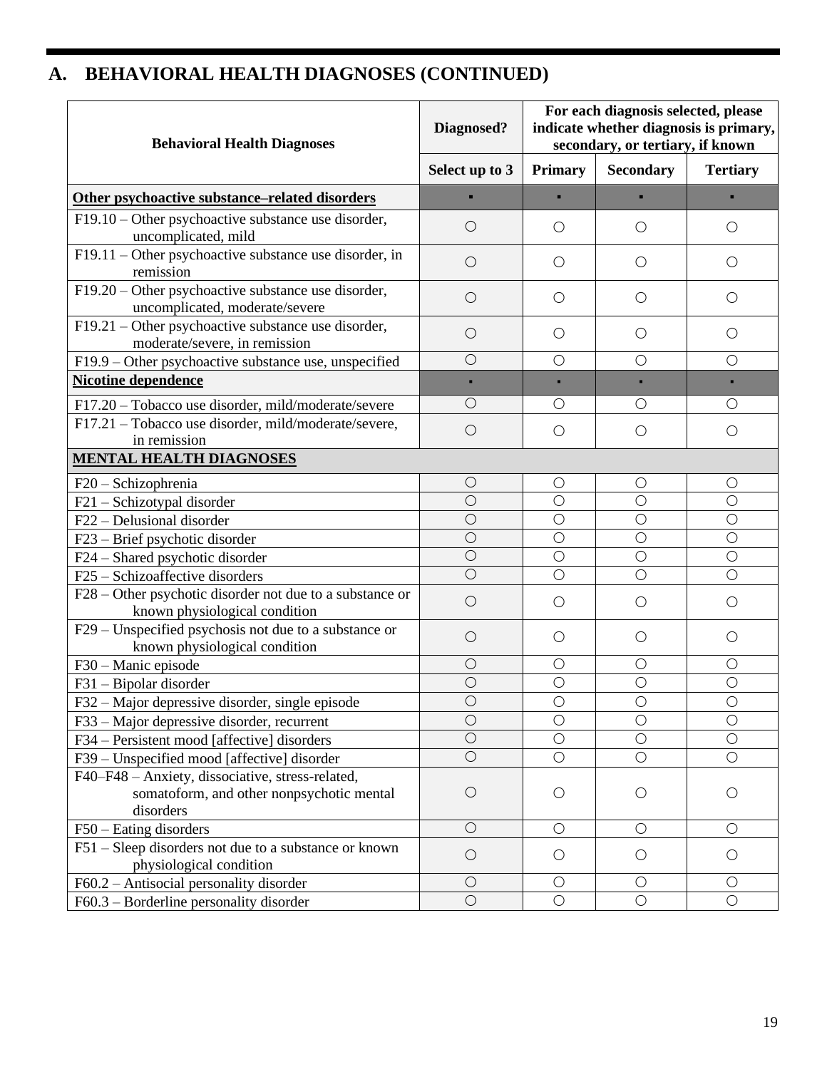## A. BEHAVIORAL HEALTH DIAGNOSES (CONTINUED)

| Behavioral Health Diagnoses | Diagnosed? | For each diagnosis selected, please indicate whether diagnosis is primary, secondary, or tertiary, if known | | |
|---|---|---|---|---|
| | Select up to 3 | Primary | Secondary | Tertiary |
| **Other psychoactive substance–related disorders** | ▪ | ▪ | ▪ | ▪ |
| F19.10 – Other psychoactive substance use disorder, uncomplicated, mild | ○ | ○ | ○ | ○ |
| F19.11 – Other psychoactive substance use disorder, in remission | ○ | ○ | ○ | ○ |
| F19.20 – Other psychoactive substance use disorder, uncomplicated, moderate/severe | ○ | ○ | ○ | ○ |
| F19.21 – Other psychoactive substance use disorder, moderate/severe, in remission | ○ | ○ | ○ | ○ |
| F19.9 – Other psychoactive substance use, unspecified | ○ | ○ | ○ | ○ |
| **Nicotine dependence** | ▪ | ▪ | ▪ | ▪ |
| F17.20 – Tobacco use disorder, mild/moderate/severe | ○ | ○ | ○ | ○ |
| F17.21 – Tobacco use disorder, mild/moderate/severe, in remission | ○ | ○ | ○ | ○ |
| **MENTAL HEALTH DIAGNOSES** | | | | |
| F20 – Schizophrenia | ○ | ○ | ○ | ○ |
| F21 – Schizotypal disorder | ○ | ○ | ○ | ○ |
| F22 – Delusional disorder | ○ | ○ | ○ | ○ |
| F23 – Brief psychotic disorder | ○ | ○ | ○ | ○ |
| F24 – Shared psychotic disorder | ○ | ○ | ○ | ○ |
| F25 – Schizoaffective disorders | ○ | ○ | ○ | ○ |
| F28 – Other psychotic disorder not due to a substance or known physiological condition | ○ | ○ | ○ | ○ |
| F29 – Unspecified psychosis not due to a substance or known physiological condition | ○ | ○ | ○ | ○ |
| F30 – Manic episode | ○ | ○ | ○ | ○ |
| F31 – Bipolar disorder | ○ | ○ | ○ | ○ |
| F32 – Major depressive disorder, single episode | ○ | ○ | ○ | ○ |
| F33 – Major depressive disorder, recurrent | ○ | ○ | ○ | ○ |
| F34 – Persistent mood [affective] disorders | ○ | ○ | ○ | ○ |
| F39 – Unspecified mood [affective] disorder | ○ | ○ | ○ | ○ |
| F40–F48 – Anxiety, dissociative, stress-related, somatoform, and other nonpsychotic mental disorders | ○ | ○ | ○ | ○ |
| F50 – Eating disorders | ○ | ○ | ○ | ○ |
| F51 – Sleep disorders not due to a substance or known physiological condition | ○ | ○ | ○ | ○ |
| F60.2 – Antisocial personality disorder | ○ | ○ | ○ | ○ |
| F60.3 – Borderline personality disorder | ○ | ○ | ○ | ○ |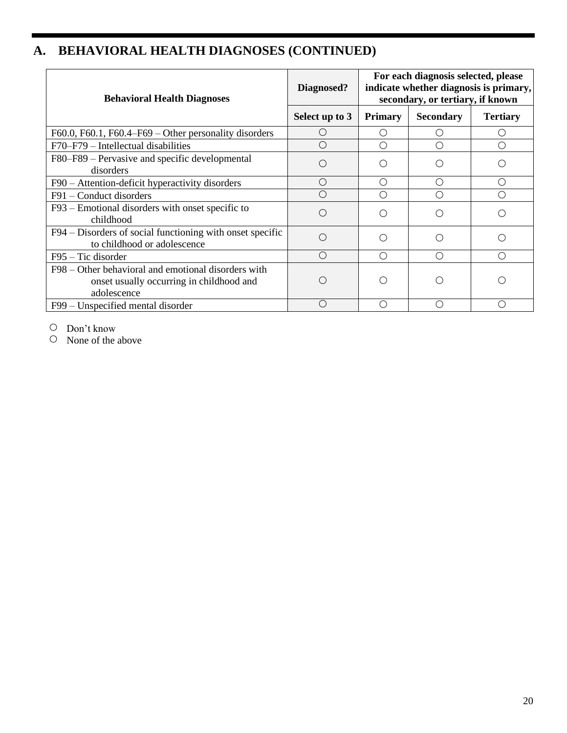## A. BEHAVIORAL HEALTH DIAGNOSES (CONTINUED)

| Behavioral Health Diagnoses | Diagnosed? | For each diagnosis selected, please indicate whether diagnosis is primary, secondary, or tertiary, if known | | |
|---|---|---|---|---|
| | Select up to 3 | Primary | Secondary | Tertiary |
| F60.0, F60.1, F60.4–F69 – Other personality disorders | ○ | ○ | ○ | ○ |
| F70–F79 – Intellectual disabilities | ○ | ○ | ○ | ○ |
| F80–F89 – Pervasive and specific developmental disorders | ○ | ○ | ○ | ○ |
| F90 – Attention-deficit hyperactivity disorders | ○ | ○ | ○ | ○ |
| F91 – Conduct disorders | ○ | ○ | ○ | ○ |
| F93 – Emotional disorders with onset specific to childhood | ○ | ○ | ○ | ○ |
| F94 – Disorders of social functioning with onset specific to childhood or adolescence | ○ | ○ | ○ | ○ |
| F95 – Tic disorder | ○ | ○ | ○ | ○ |
| F98 – Other behavioral and emotional disorders with onset usually occurring in childhood and adolescence | ○ | ○ | ○ | ○ |
| F99 – Unspecified mental disorder | ○ | ○ | ○ | ○ |

○ Don’t know
○ None of the above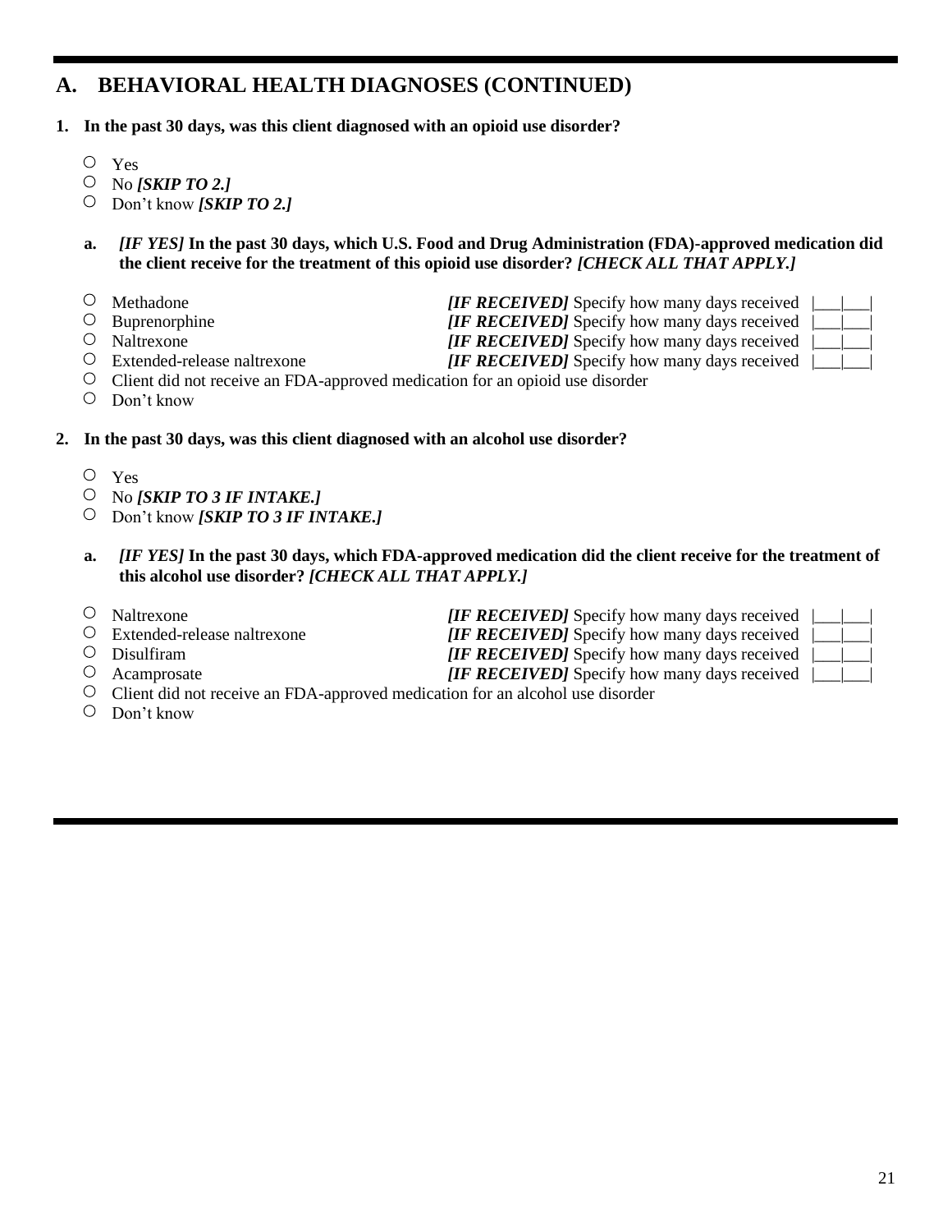## A. BEHAVIORAL HEALTH DIAGNOSES (CONTINUED)

**1. In the past 30 days, was this client diagnosed with an opioid use disorder?**

- ○ Yes
- ○ No ***[SKIP TO 2.]***
- ○ Don't know ***[SKIP TO 2.]***

**a.** ***[IF YES]*** **In the past 30 days, which U.S. Food and Drug Administration (FDA)-approved medication did the client receive for the treatment of this opioid use disorder?** ***[CHECK ALL THAT APPLY.]***

- ○ Methadone — ***[IF RECEIVED]*** Specify how many days received |___|___|
- ○ Buprenorphine — ***[IF RECEIVED]*** Specify how many days received |___|___|
- ○ Naltrexone — ***[IF RECEIVED]*** Specify how many days received |___|___|
- ○ Extended-release naltrexone — ***[IF RECEIVED]*** Specify how many days received |___|___|
- ○ Client did not receive an FDA-approved medication for an opioid use disorder
- ○ Don't know

**2. In the past 30 days, was this client diagnosed with an alcohol use disorder?**

- ○ Yes
- ○ No ***[SKIP TO 3 IF INTAKE.]***
- ○ Don't know ***[SKIP TO 3 IF INTAKE.]***

**a.** ***[IF YES]*** **In the past 30 days, which FDA-approved medication did the client receive for the treatment of this alcohol use disorder?** ***[CHECK ALL THAT APPLY.]***

- ○ Naltrexone — ***[IF RECEIVED]*** Specify how many days received |___|___|
- ○ Extended-release naltrexone — ***[IF RECEIVED]*** Specify how many days received |___|___|
- ○ Disulfiram — ***[IF RECEIVED]*** Specify how many days received |___|___|
- ○ Acamprosate — ***[IF RECEIVED]*** Specify how many days received |___|___|
- ○ Client did not receive an FDA-approved medication for an alcohol use disorder
- ○ Don't know